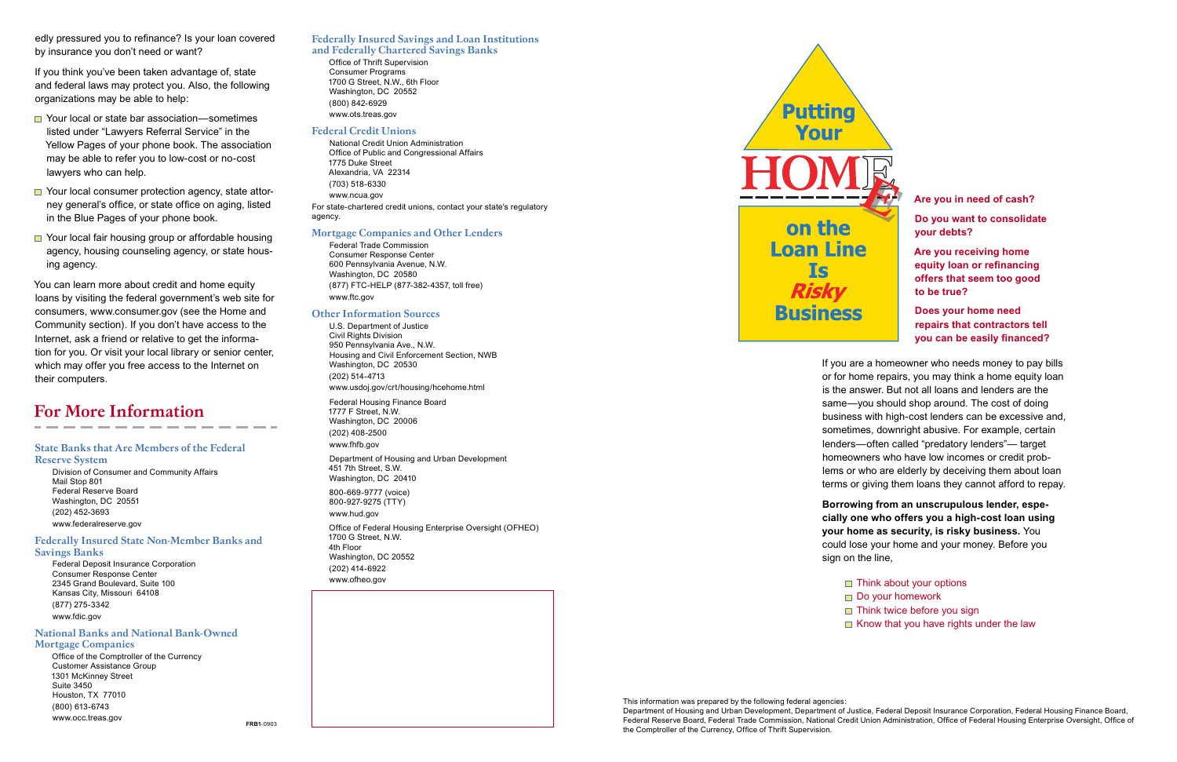edly pressured you to refinance? Is your loan covered by insurance you don't need or want?

If you think you've been taken advantage of, state and federal laws may protect you. Also, the following organizations may be able to help:

- Your local or state bar association—sometimes listed under "Lawyers Referral Service" in the Yellow Pages of your phone book. The association may be able to refer you to low-cost or no-cost lawyers who can help.
- Your local consumer protection agency, state attorney general's office, or state office on aging, listed in the Blue Pages of your phone book.
- Your local fair housing group or affordable housing agency, housing counseling agency, or state housing agency.

You can learn more about credit and home equity loans by visiting the federal government's web site for consumers, www.consumer.gov (see the Home and Community section). If you don't have access to the Internet, ask a friend or relative to get the information for you. Or visit your local library or senior center, which may offer you free access to the Internet on their computers.

## For More Information

### State Banks that Are Members of the Federal Reserve System

Division of Consumer and Community Affairs
Mail Stop 801
Federal Reserve Board
Washington, DC 20551
(202) 452-3693
www.federalreserve.gov

### Federally Insured State Non-Member Banks and Savings Banks

Federal Deposit Insurance Corporation
Consumer Response Center
2345 Grand Boulevard, Suite 100
Kansas City, Missouri 64108
(877) 275-3342
www.fdic.gov

### National Banks and National Bank-Owned Mortgage Companies

Office of the Comptroller of the Currency
Customer Assistance Group
1301 McKinney Street
Suite 3450
Houston, TX 77010
(800) 613-6743
www.occ.treas.gov

FRB1-0903

### Federally Insured Savings and Loan Institutions and Federally Chartered Savings Banks

Office of Thrift Supervision
Consumer Programs
1700 G Street, N.W., 6th Floor
Washington, DC 20552
(800) 842-6929
www.ots.treas.gov

### Federal Credit Unions

National Credit Union Administration
Office of Public and Congressional Affairs
1775 Duke Street
Alexandria, VA 22314
(703) 518-6330
www.ncua.gov

For state-chartered credit unions, contact your state's regulatory agency.

### Mortgage Companies and Other Lenders

Federal Trade Commission
Consumer Response Center
600 Pennsylvania Avenue, N.W.
Washington, DC 20580
(877) FTC-HELP (877-382-4357, toll free)
www.ftc.gov

### Other Information Sources

U.S. Department of Justice
Civil Rights Division
950 Pennsylvania Ave., N.W.
Housing and Civil Enforcement Section, NWB
Washington, DC 20530
(202) 514-4713
www.usdoj.gov/crt/housing/hcehome.html

Federal Housing Finance Board
1777 F Street, N.W.
Washington, DC 20006
(202) 408-2500
www.fhfb.gov

Department of Housing and Urban Development
451 7th Street, S.W.
Washington, DC 20410
800-669-9777 (voice)
800-927-9275 (TTY)
www.hud.gov

Office of Federal Housing Enterprise Oversight (OFHEO)
1700 G Street, N.W.
4th Floor
Washington, DC 20552
(202) 414-6922
www.ofheo.gov

# Putting Your HOME on the Loan Line Is *Risky* Business

**Are you in need of cash?**

**Do you want to consolidate your debts?**

**Are you receiving home equity loan or refinancing offers that seem too good to be true?**

**Does your home need repairs that contractors tell you can be easily financed?**

If you are a homeowner who needs money to pay bills or for home repairs, you may think a home equity loan is the answer. But not all loans and lenders are the same—you should shop around. The cost of doing business with high-cost lenders can be excessive and, sometimes, downright abusive. For example, certain lenders—often called "predatory lenders"— target homeowners who have low incomes or credit problems or who are elderly by deceiving them about loan terms or giving them loans they cannot afford to repay.

**Borrowing from an unscrupulous lender, especially one who offers you a high-cost loan using your home as security, is risky business.** You could lose your home and your money. Before you sign on the line,

- Think about your options
- Do your homework
- Think twice before you sign
- Know that you have rights under the law

This information was prepared by the following federal agencies:
Department of Housing and Urban Development, Department of Justice, Federal Deposit Insurance Corporation, Federal Housing Finance Board, Federal Reserve Board, Federal Trade Commission, National Credit Union Administration, Office of Federal Housing Enterprise Oversight, Office of the Comptroller of the Currency, Office of Thrift Supervision.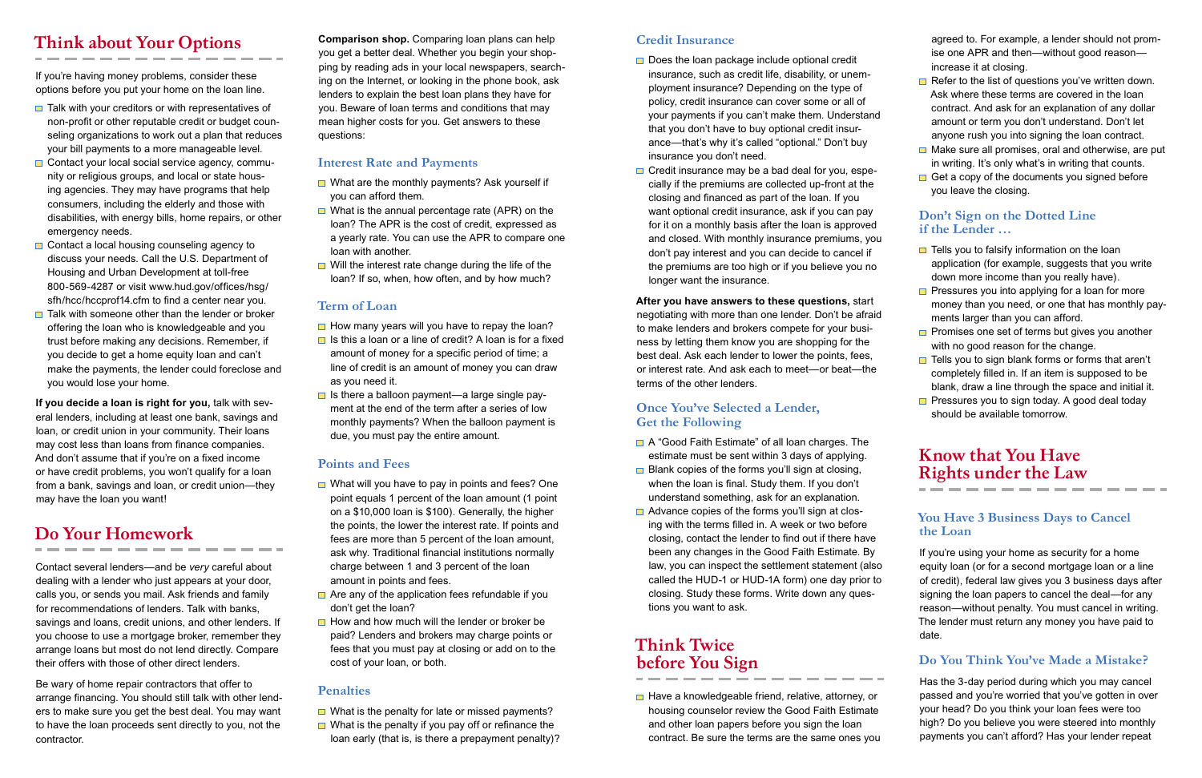## Think about Your Options

If you're having money problems, consider these options before you put your home on the loan line.

- Talk with your creditors or with representatives of non-profit or other reputable credit or budget counseling organizations to work out a plan that reduces your bill payments to a more manageable level.
- Contact your local social service agency, community or religious groups, and local or state housing agencies. They may have programs that help consumers, including the elderly and those with disabilities, with energy bills, home repairs, or other emergency needs.
- Contact a local housing counseling agency to discuss your needs. Call the U.S. Department of Housing and Urban Development at toll-free 800-569-4287 or visit www.hud.gov/offices/hsg/sfh/hcc/hccprof14.cfm to find a center near you.
- Talk with someone other than the lender or broker offering the loan who is knowledgeable and you trust before making any decisions. Remember, if you decide to get a home equity loan and can't make the payments, the lender could foreclose and you would lose your home.

**If you decide a loan is right for you,** talk with several lenders, including at least one bank, savings and loan, or credit union in your community. Their loans may cost less than loans from finance companies. And don't assume that if you're on a fixed income or have credit problems, you won't qualify for a loan from a bank, savings and loan, or credit union—they may have the loan you want!

## Do Your Homework

Contact several lenders—and be *very* careful about dealing with a lender who just appears at your door, calls you, or sends you mail. Ask friends and family for recommendations of lenders. Talk with banks, savings and loans, credit unions, and other lenders. If you choose to use a mortgage broker, remember they arrange loans but most do not lend directly. Compare their offers with those of other direct lenders.

Be wary of home repair contractors that offer to arrange financing. You should still talk with other lenders to make sure you get the best deal. You may want to have the loan proceeds sent directly to you, not the contractor.

**Comparison shop.** Comparing loan plans can help you get a better deal. Whether you begin your shopping by reading ads in your local newspapers, searching on the Internet, or looking in the phone book, ask lenders to explain the best loan plans they have for you. Beware of loan terms and conditions that may mean higher costs for you. Get answers to these questions:

### Interest Rate and Payments

- What are the monthly payments? Ask yourself if you can afford them.
- What is the annual percentage rate (APR) on the loan? The APR is the cost of credit, expressed as a yearly rate. You can use the APR to compare one loan with another.
- Will the interest rate change during the life of the loan? If so, when, how often, and by how much?

### Term of Loan

- How many years will you have to repay the loan?
- Is this a loan or a line of credit? A loan is for a fixed amount of money for a specific period of time; a line of credit is an amount of money you can draw as you need it.
- Is there a balloon payment—a large single payment at the end of the term after a series of low monthly payments? When the balloon payment is due, you must pay the entire amount.

### Points and Fees

- What will you have to pay in points and fees? One point equals 1 percent of the loan amount (1 point on a $10,000 loan is $100). Generally, the higher the points, the lower the interest rate. If points and fees are more than 5 percent of the loan amount, ask why. Traditional financial institutions normally charge between 1 and 3 percent of the loan amount in points and fees.
- Are any of the application fees refundable if you don't get the loan?
- How and how much will the lender or broker be paid? Lenders and brokers may charge points or fees that you must pay at closing or add on to the cost of your loan, or both.

### Penalties

- What is the penalty for late or missed payments?
- What is the penalty if you pay off or refinance the loan early (that is, is there a prepayment penalty)?

### Credit Insurance

- Does the loan package include optional credit insurance, such as credit life, disability, or unemployment insurance? Depending on the type of policy, credit insurance can cover some or all of your payments if you can't make them. Understand that you don't have to buy optional credit insurance—that's why it's called "optional." Don't buy insurance you don't need.
- Credit insurance may be a bad deal for you, especially if the premiums are collected up-front at the closing and financed as part of the loan. If you want optional credit insurance, ask if you can pay for it on a monthly basis after the loan is approved and closed. With monthly insurance premiums, you don't pay interest and you can decide to cancel if the premiums are too high or if you believe you no longer want the insurance.

**After you have answers to these questions,** start negotiating with more than one lender. Don't be afraid to make lenders and brokers compete for your business by letting them know you are shopping for the best deal. Ask each lender to lower the points, fees, or interest rate. And ask each to meet—or beat—the terms of the other lenders.

### Once You've Selected a Lender, Get the Following

- A "Good Faith Estimate" of all loan charges. The estimate must be sent within 3 days of applying.
- Blank copies of the forms you'll sign at closing, when the loan is final. Study them. If you don't understand something, ask for an explanation.
- Advance copies of the forms you'll sign at closing with the terms filled in. A week or two before closing, contact the lender to find out if there have been any changes in the Good Faith Estimate. By law, you can inspect the settlement statement (also called the HUD-1 or HUD-1A form) one day prior to closing. Study these forms. Write down any questions you want to ask.

## Think Twice before You Sign

- Have a knowledgeable friend, relative, attorney, or housing counselor review the Good Faith Estimate and other loan papers before you sign the loan contract. Be sure the terms are the same ones you agreed to. For example, a lender should not promise one APR and then—without good reason—increase it at closing.
- Refer to the list of questions you've written down. Ask where these terms are covered in the loan contract. And ask for an explanation of any dollar amount or term you don't understand. Don't let anyone rush you into signing the loan contract.
- Make sure all promises, oral and otherwise, are put in writing. It's only what's in writing that counts.
- Get a copy of the documents you signed before you leave the closing.

### Don't Sign on the Dotted Line if the Lender …

- Tells you to falsify information on the loan application (for example, suggests that you write down more income than you really have).
- Pressures you into applying for a loan for more money than you need, or one that has monthly payments larger than you can afford.
- Promises one set of terms but gives you another with no good reason for the change.
- Tells you to sign blank forms or forms that aren't completely filled in. If an item is supposed to be blank, draw a line through the space and initial it.
- Pressures you to sign today. A good deal today should be available tomorrow.

## Know that You Have Rights under the Law

### You Have 3 Business Days to Cancel the Loan

If you're using your home as security for a home equity loan (or for a second mortgage loan or a line of credit), federal law gives you 3 business days after signing the loan papers to cancel the deal—for any reason—without penalty. You must cancel in writing. The lender must return any money you have paid to date.

### Do You Think You've Made a Mistake?

Has the 3-day period during which you may cancel passed and you're worried that you've gotten in over your head? Do you think your loan fees were too high? Do you believe you were steered into monthly payments you can't afford? Has your lender repeat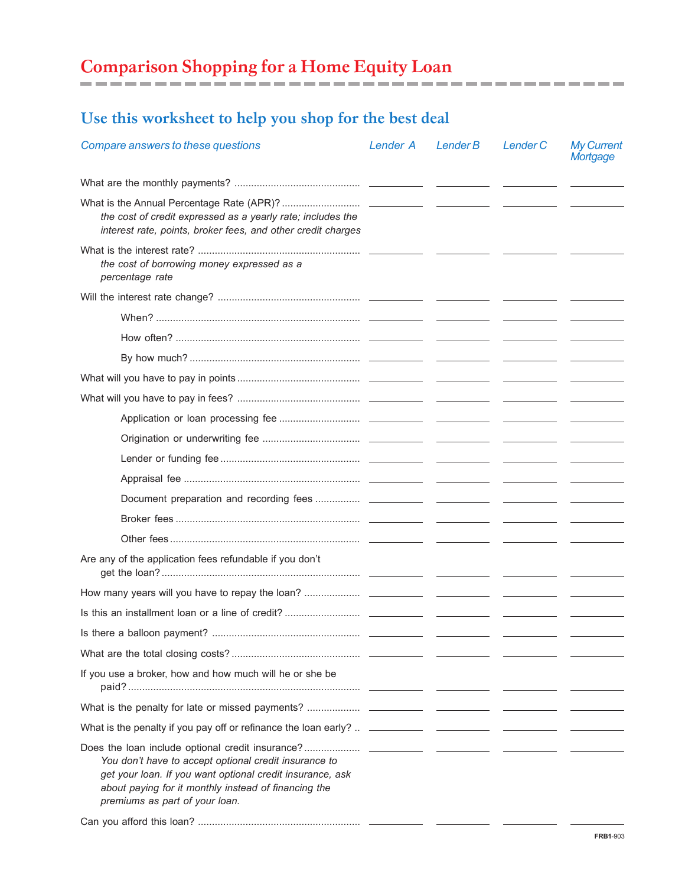# Comparison Shopping for a Home Equity Loan

## Use this worksheet to help you shop for the best deal

| *Compare answers to these questions* | *Lender A* | *Lender B* | *Lender C* | *My Current Mortgage* |
|---|---|---|---|---|
| What are the monthly payments? | | | | |
| What is the Annual Percentage Rate (APR)? *the cost of credit expressed as a yearly rate; includes the interest rate, points, broker fees, and other credit charges* | | | | |
| What is the interest rate? *the cost of borrowing money expressed as a percentage rate* | | | | |
| Will the interest rate change? | | | | |
| When? | | | | |
| How often? | | | | |
| By how much? | | | | |
| What will you have to pay in points | | | | |
| What will you have to pay in fees? | | | | |
| Application or loan processing fee | | | | |
| Origination or underwriting fee | | | | |
| Lender or funding fee | | | | |
| Appraisal fee | | | | |
| Document preparation and recording fees | | | | |
| Broker fees | | | | |
| Other fees | | | | |
| Are any of the application fees refundable if you don't get the loan? | | | | |
| How many years will you have to repay the loan? | | | | |
| Is this an installment loan or a line of credit? | | | | |
| Is there a balloon payment? | | | | |
| What are the total closing costs? | | | | |
| If you use a broker, how and how much will he or she be paid? | | | | |
| What is the penalty for late or missed payments? | | | | |
| What is the penalty if you pay off or refinance the loan early? | | | | |
| Does the loan include optional credit insurance? *You don't have to accept optional credit insurance to get your loan. If you want optional credit insurance, ask about paying for it monthly instead of financing the premiums as part of your loan.* | | | | |
| Can you afford this loan? | | | | |

FRB1-903